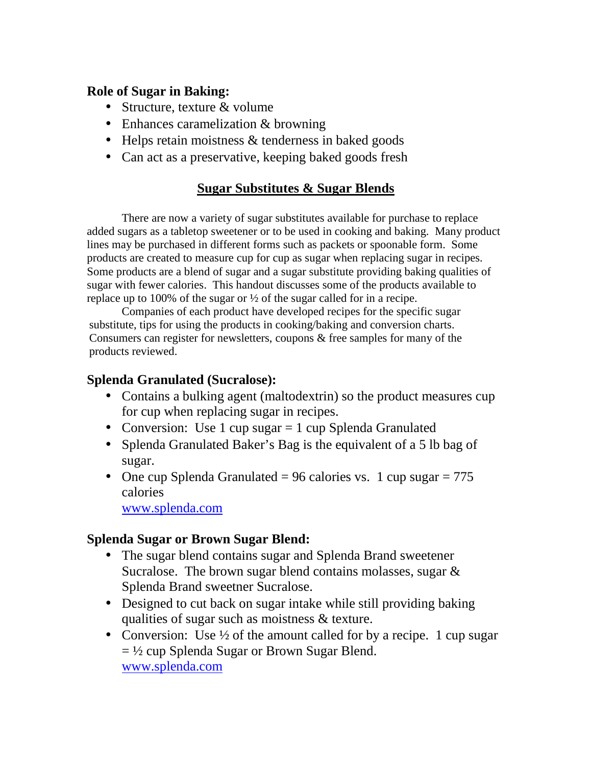**Role of Sugar in Baking:**

- Structure, texture & volume
- Enhances caramelization & browning
- Helps retain moistness & tenderness in baked goods
- Can act as a preservative, keeping baked goods fresh

## Sugar Substitutes & Sugar Blends

There are now a variety of sugar substitutes available for purchase to replace added sugars as a tabletop sweetener or to be used in cooking and baking. Many product lines may be purchased in different forms such as packets or spoonable form. Some products are created to measure cup for cup as sugar when replacing sugar in recipes. Some products are a blend of sugar and a sugar substitute providing baking qualities of sugar with fewer calories. This handout discusses some of the products available to replace up to 100% of the sugar or ½ of the sugar called for in a recipe.

Companies of each product have developed recipes for the specific sugar substitute, tips for using the products in cooking/baking and conversion charts. Consumers can register for newsletters, coupons & free samples for many of the products reviewed.

### Splenda Granulated (Sucralose):

- Contains a bulking agent (maltodextrin) so the product measures cup for cup when replacing sugar in recipes.
- Conversion: Use 1 cup sugar = 1 cup Splenda Granulated
- Splenda Granulated Baker's Bag is the equivalent of a 5 lb bag of sugar.
- One cup Splenda Granulated = 96 calories vs. 1 cup sugar = 775 calories

  www.splenda.com

### Splenda Sugar or Brown Sugar Blend:

- The sugar blend contains sugar and Splenda Brand sweetener Sucralose. The brown sugar blend contains molasses, sugar & Splenda Brand sweetner Sucralose.
- Designed to cut back on sugar intake while still providing baking qualities of sugar such as moistness & texture.
- Conversion: Use ½ of the amount called for by a recipe. 1 cup sugar = ½ cup Splenda Sugar or Brown Sugar Blend.

  www.splenda.com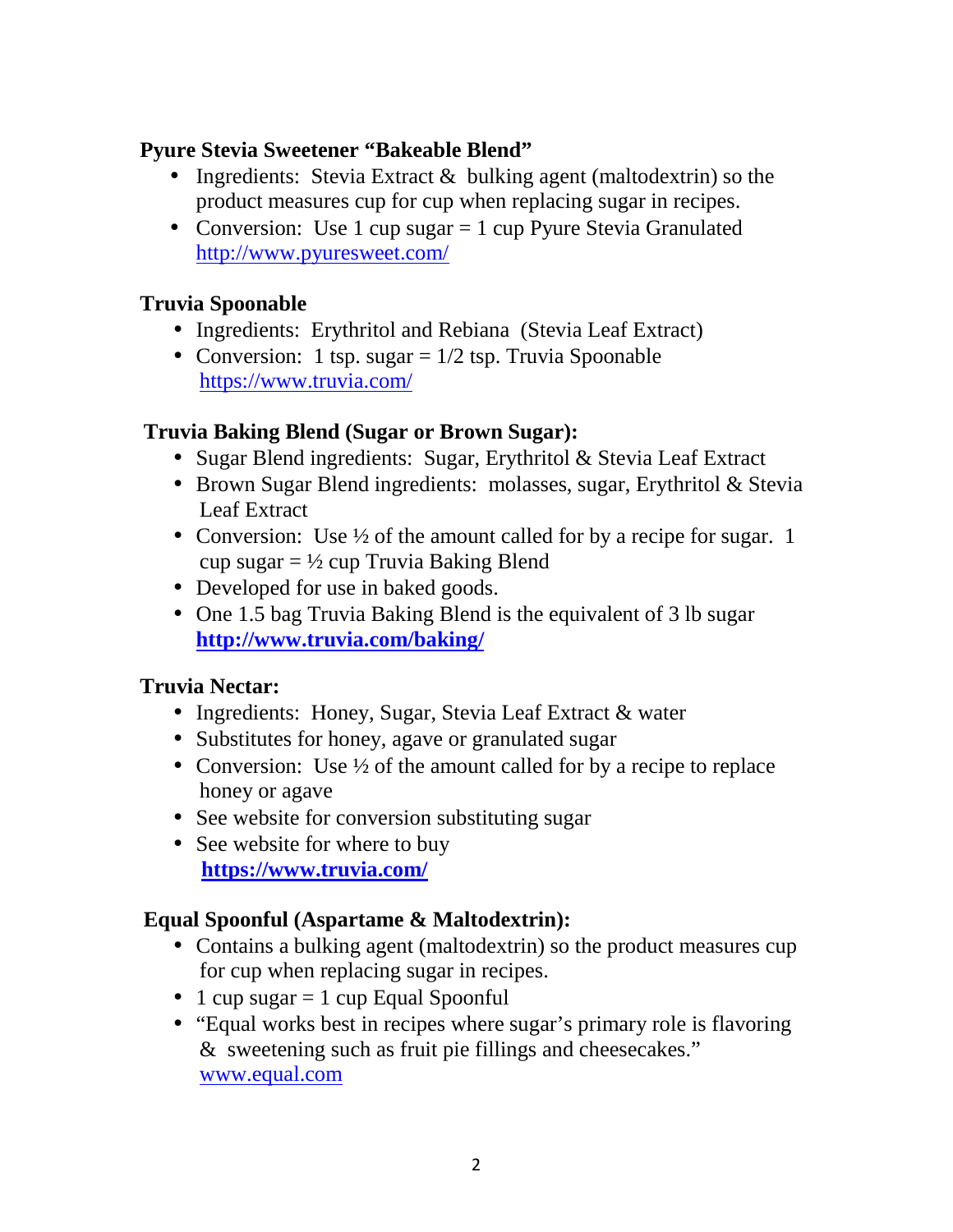**Pyure Stevia Sweetener "Bakeable Blend"**

- Ingredients: Stevia Extract & bulking agent (maltodextrin) so the product measures cup for cup when replacing sugar in recipes.
- Conversion: Use 1 cup sugar = 1 cup Pyure Stevia Granulated http://www.pyuresweet.com/

**Truvia Spoonable**

- Ingredients: Erythritol and Rebiana (Stevia Leaf Extract)
- Conversion: 1 tsp. sugar = 1/2 tsp. Truvia Spoonable https://www.truvia.com/

**Truvia Baking Blend (Sugar or Brown Sugar):**

- Sugar Blend ingredients: Sugar, Erythritol & Stevia Leaf Extract
- Brown Sugar Blend ingredients: molasses, sugar, Erythritol & Stevia Leaf Extract
- Conversion: Use ½ of the amount called for by a recipe for sugar. 1 cup sugar = ½ cup Truvia Baking Blend
- Developed for use in baked goods.
- One 1.5 bag Truvia Baking Blend is the equivalent of 3 lb sugar **http://www.truvia.com/baking/**

**Truvia Nectar:**

- Ingredients: Honey, Sugar, Stevia Leaf Extract & water
- Substitutes for honey, agave or granulated sugar
- Conversion: Use ½ of the amount called for by a recipe to replace honey or agave
- See website for conversion substituting sugar
- See website for where to buy **https://www.truvia.com/**

**Equal Spoonful (Aspartame & Maltodextrin):**

- Contains a bulking agent (maltodextrin) so the product measures cup for cup when replacing sugar in recipes.
- 1 cup sugar = 1 cup Equal Spoonful
- "Equal works best in recipes where sugar's primary role is flavoring & sweetening such as fruit pie fillings and cheesecakes." www.equal.com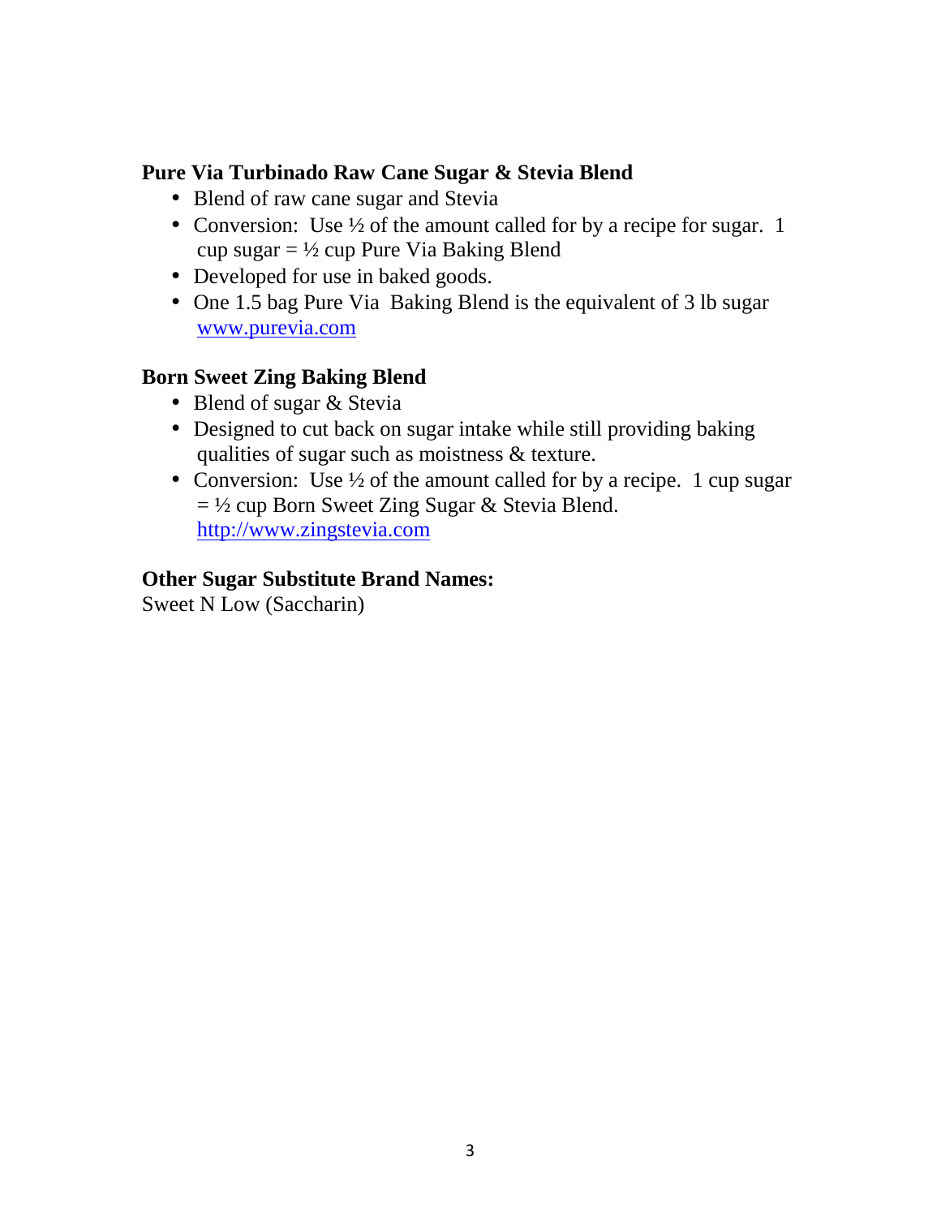**Pure Via Turbinado Raw Cane Sugar & Stevia Blend**

- Blend of raw cane sugar and Stevia
- Conversion: Use ½ of the amount called for by a recipe for sugar. 1 cup sugar = ½ cup Pure Via Baking Blend
- Developed for use in baked goods.
- One 1.5 bag Pure Via Baking Blend is the equivalent of 3 lb sugar
  www.purevia.com

**Born Sweet Zing Baking Blend**

- Blend of sugar & Stevia
- Designed to cut back on sugar intake while still providing baking qualities of sugar such as moistness & texture.
- Conversion: Use ½ of the amount called for by a recipe. 1 cup sugar = ½ cup Born Sweet Zing Sugar & Stevia Blend.
  http://www.zingstevia.com

**Other Sugar Substitute Brand Names:**

Sweet N Low (Saccharin)